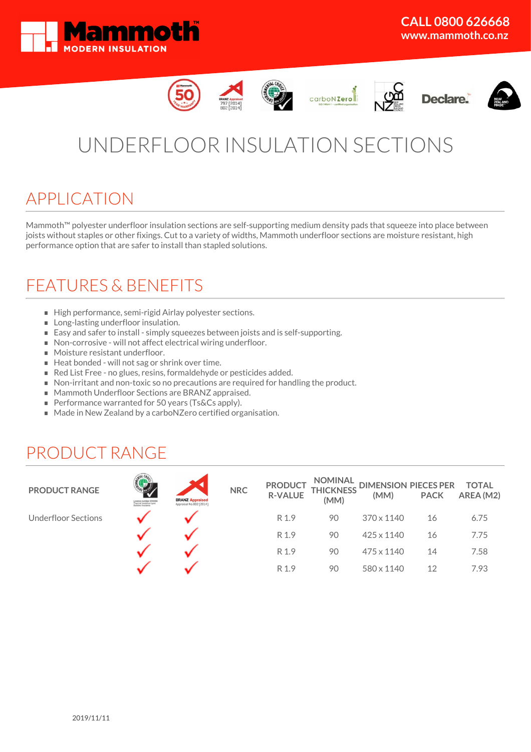**Mammoth**™ MODERN INSULATION

**CALL 0800 626668**
**www.mammoth.co.nz**

# UNDERFLOOR INSULATION SECTIONS

## APPLICATION

Mammoth™ polyester underfloor insulation sections are self-supporting medium density pads that squeeze into place between joists without staples or other fixings. Cut to a variety of widths, Mammoth underfloor sections are moisture resistant, high performance option that are safer to install than stapled solutions.

## FEATURES & BENEFITS

- High performance, semi-rigid Airlay polyester sections.
- Long-lasting underfloor insulation.
- Easy and safer to install - simply squeezes between joists and is self-supporting.
- Non-corrosive - will not affect electrical wiring underfloor.
- Moisture resistant underfloor.
- Heat bonded - will not sag or shrink over time.
- Red List Free - no glues, resins, formaldehyde or pesticides added.
- Non-irritant and non-toxic so no precautions are required for handling the product.
- Mammoth Underfloor Sections are BRANZ appraised.
- Performance warranted for 50 years (Ts&Cs apply).
- Made in New Zealand by a carboNZero certified organisation.

## PRODUCT RANGE

| PRODUCT RANGE | Environmental Choice | BRANZ Appraised | NRC | PRODUCT R-VALUE | NOMINAL THICKNESS (MM) | DIMENSION (MM) | PIECES PER PACK | TOTAL AREA (M2) |
|---|---|---|---|---|---|---|---|---|
| Underfloor Sections | ✓ | ✓ | | R 1.9 | 90 | 370 x 1140 | 16 | 6.75 |
| | ✓ | ✓ | | R 1.9 | 90 | 425 x 1140 | 16 | 7.75 |
| | ✓ | ✓ | | R 1.9 | 90 | 475 x 1140 | 14 | 7.58 |
| | ✓ | ✓ | | R 1.9 | 90 | 580 x 1140 | 12 | 7.93 |

2019/11/11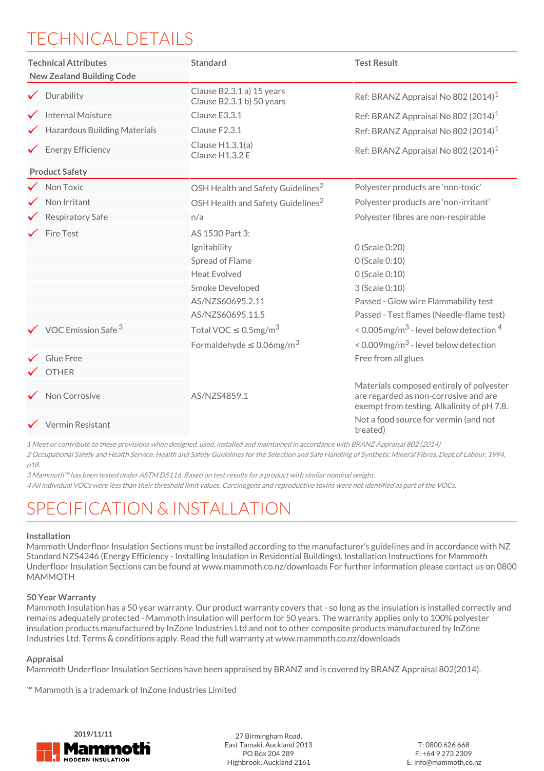# TECHNICAL DETAILS

| Technical Attributes | Standard | Test Result |
|---|---|---|
| **New Zealand Building Code** | | |
| ✓ Durability | Clause B2.3.1 a) 15 years<br>Clause B2.3.1 b) 50 years | Ref: BRANZ Appraisal No 802 (2014)[1] |
| ✓ Internal Moisture | Clause E3.3.1 | Ref: BRANZ Appraisal No 802 (2014)[1] |
| ✓ Hazardous Building Materials | Clause F2.3.1 | Ref: BRANZ Appraisal No 802 (2014)[1] |
| ✓ Energy Efficiency | Clause H1.3.1(a)<br>Clause H1.3.2 E | Ref: BRANZ Appraisal No 802 (2014)[1] |
| **Product Safety** | | |
| ✓ Non Toxic | OSH Health and Safety Guidelines[2] | Polyester products are 'non-toxic' |
| ✓ Non Irritant | OSH Health and Safety Guidelines[2] | Polyester products are 'non-irritant' |
| ✓ Respiratory Safe | n/a | Polyester fibres are non-respirable |
| ✓ Fire Test | AS 1530 Part 3: | |
| | Ignitability | 0 (Scale 0:20) |
| | Spread of Flame | 0 (Scale 0:10) |
| | Heat Evolved | 0 (Scale 0:10) |
| | Smoke Developed | 3 (Scale 0:10) |
| | AS/NZS60695.2.11 | Passed - Glow wire Flammability test |
| | AS/NZS60695.11.5 | Passed - Test flames (Needle-flame test) |
| ✓ VOC Emission Safe[3] | Total VOC $\leq 0.5 mg/m^3$ | $< 0.005 mg/m^3$ - level below detection[4] |
| | Formaldehyde $\leq 0.06 mg/m^3$ | $< 0.009 mg/m^3$ - level below detection |
| ✓ Glue Free | | Free from all glues |
| ✓ OTHER | | |
| ✓ Non Corrosive | AS/NZS4859.1 | Materials composed entirely of polyester are regarded as non-corrosive and are exempt from testing. Alkalinity of pH 7.8. |
| ✓ Vermin Resistant | | Not a food source for vermin (and not treated) |

*1 Meet or contribute to these provisions when designed, used, installed and maintained in accordance with BRANZ Appraisal 802 (2014)*
*2 Occupational Safety and Health Service. Health and Safety Guidelines for the Selection and Safe Handling of Synthetic Mineral Fibres. Dept,of Labour, 1994, p18.*
*3 Mammoth™ has been tested under ASTM D5116. Based on test results for a product with similar nominal weight.*
*4 All individual VOCs were less than their threshold limit values. Carcinogens and reproductive toxins were not identified as part of the VOCs.*

# SPECIFICATION & INSTALLATION

**Installation**
Mammoth Underfloor Insulation Sections must be installed according to the manufacturer's guidelines and in accordance with NZ Standard NZS4246 (Energy Efficiency - Installing Insulation in Residential Buildings). Installation Instructions for Mammoth Underfloor Insulation Sections can be found at www.mammoth.co.nz/downloads For further information please contact us on 0800 MAMMOTH

**50 Year Warranty**
Mammoth Insulation has a 50 year warranty. Our product warranty covers that - so long as the insulation is installed correctly and remains adequately protected - Mammoth insulation will perform for 50 years. The warranty applies only to 100% polyester insulation products manufactured by InZone Industries Ltd and not to other composite products manufactured by InZone Industries Ltd. Terms & conditions apply. Read the full warranty at www.mammoth.co.nz/downloads

**Appraisal**
Mammoth Underfloor Insulation Sections have been appraised by BRANZ and is covered by BRANZ Appraisal 802(2014).

™ Mammoth is a trademark of InZone Industries Limited

2019/11/11

Mammoth™ MODERN INSULATION

27 Birmingham Road,
East Tamaki, Auckland 2013
PO Box 204 289
Highbrook, Auckland 2161

T: 0800 626 668
F: +64 9 273 2309
E: info@mammoth.co.nz